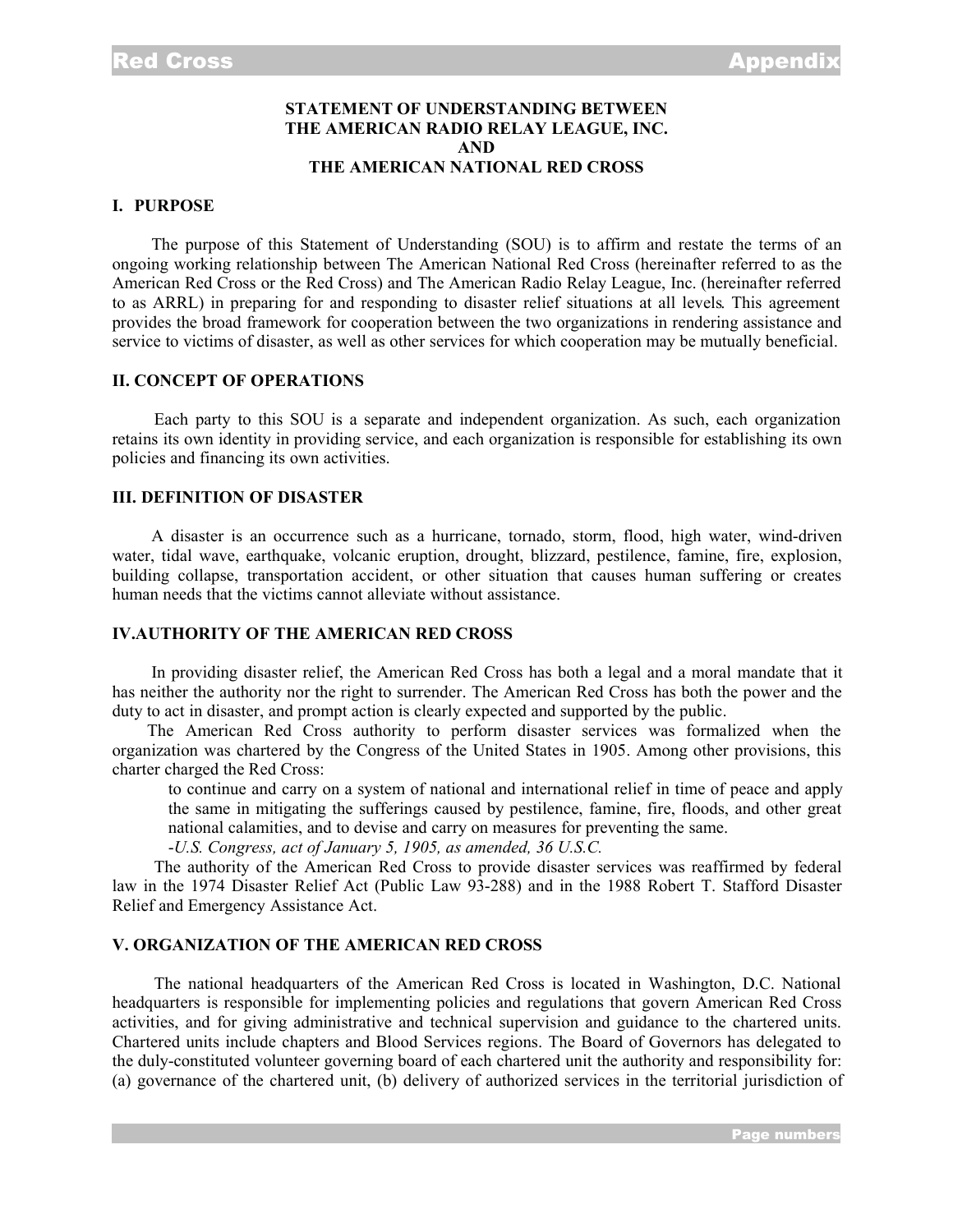## STATEMENT OF UNDERSTANDING BETWEEN THE AMERICAN RADIO RELAY LEAGUE, INC. AND THE AMERICAN NATIONAL RED CROSS

### I. PURPOSE

The purpose of this Statement of Understanding (SOU) is to affirm and restate the terms of an ongoing working relationship between The American National Red Cross (hereinafter referred to as the American Red Cross or the Red Cross) and The American Radio Relay League, Inc. (hereinafter referred to as ARRL) in preparing for and responding to disaster relief situations at all levels. This agreement provides the broad framework for cooperation between the two organizations in rendering assistance and service to victims of disaster, as well as other services for which cooperation may be mutually beneficial.

### II. CONCEPT OF OPERATIONS

Each party to this SOU is a separate and independent organization. As such, each organization retains its own identity in providing service, and each organization is responsible for establishing its own policies and financing its own activities.

### III. DEFINITION OF DISASTER

A disaster is an occurrence such as a hurricane, tornado, storm, flood, high water, wind-driven water, tidal wave, earthquake, volcanic eruption, drought, blizzard, pestilence, famine, fire, explosion, building collapse, transportation accident, or other situation that causes human suffering or creates human needs that the victims cannot alleviate without assistance.

### IV. AUTHORITY OF THE AMERICAN RED CROSS

In providing disaster relief, the American Red Cross has both a legal and a moral mandate that it has neither the authority nor the right to surrender. The American Red Cross has both the power and the duty to act in disaster, and prompt action is clearly expected and supported by the public.

The American Red Cross authority to perform disaster services was formalized when the organization was chartered by the Congress of the United States in 1905. Among other provisions, this charter charged the Red Cross:

> to continue and carry on a system of national and international relief in time of peace and apply the same in mitigating the sufferings caused by pestilence, famine, fire, floods, and other great national calamities, and to devise and carry on measures for preventing the same.
>
> -*U.S. Congress, act of January 5, 1905, as amended, 36 U.S.C.*

The authority of the American Red Cross to provide disaster services was reaffirmed by federal law in the 1974 Disaster Relief Act (Public Law 93-288) and in the 1988 Robert T. Stafford Disaster Relief and Emergency Assistance Act.

### V. ORGANIZATION OF THE AMERICAN RED CROSS

The national headquarters of the American Red Cross is located in Washington, D.C. National headquarters is responsible for implementing policies and regulations that govern American Red Cross activities, and for giving administrative and technical supervision and guidance to the chartered units. Chartered units include chapters and Blood Services regions. The Board of Governors has delegated to the duly-constituted volunteer governing board of each chartered unit the authority and responsibility for: (a) governance of the chartered unit, (b) delivery of authorized services in the territorial jurisdiction of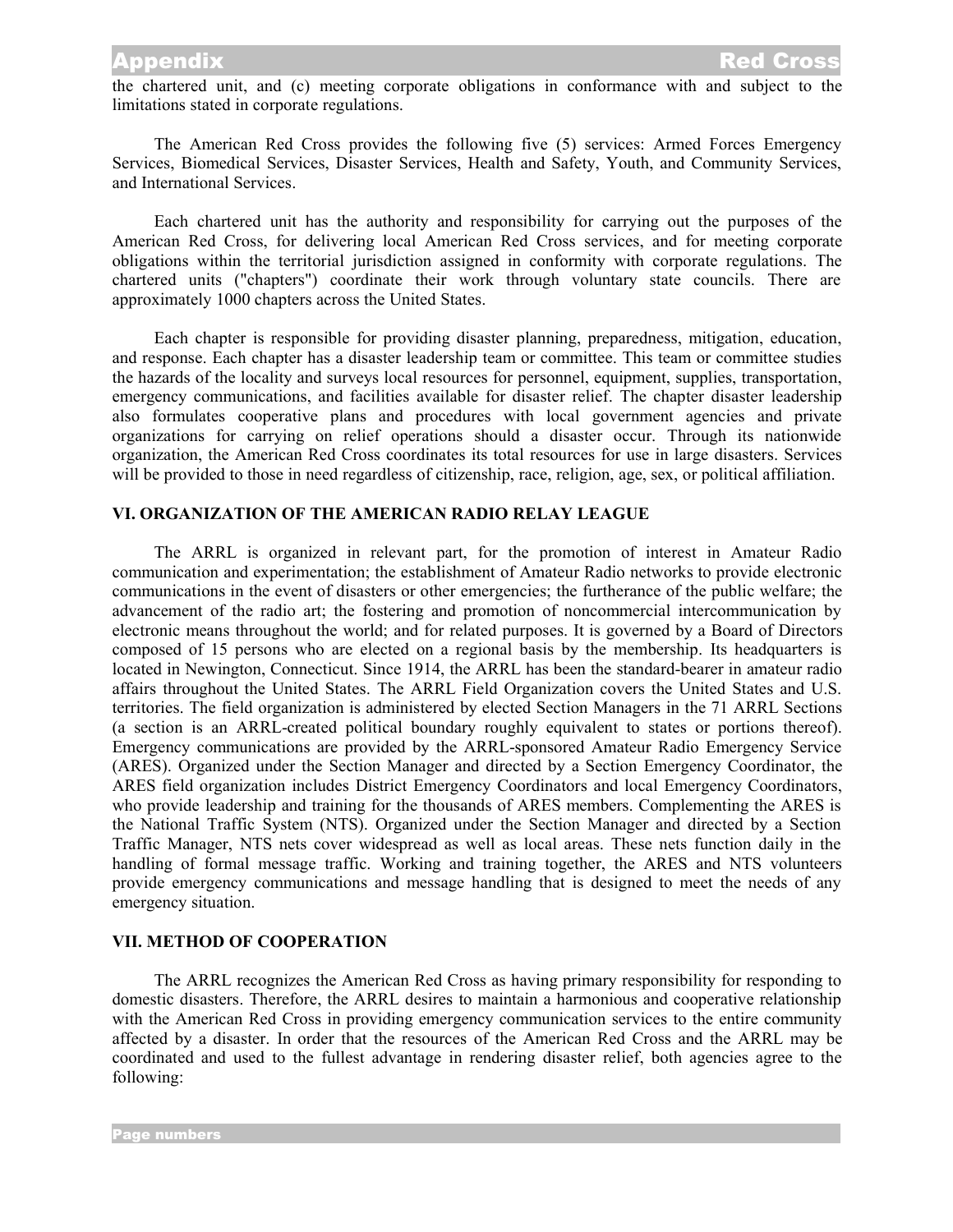the chartered unit, and (c) meeting corporate obligations in conformance with and subject to the limitations stated in corporate regulations.

The American Red Cross provides the following five (5) services: Armed Forces Emergency Services, Biomedical Services, Disaster Services, Health and Safety, Youth, and Community Services, and International Services.

Each chartered unit has the authority and responsibility for carrying out the purposes of the American Red Cross, for delivering local American Red Cross services, and for meeting corporate obligations within the territorial jurisdiction assigned in conformity with corporate regulations. The chartered units ("chapters") coordinate their work through voluntary state councils. There are approximately 1000 chapters across the United States.

Each chapter is responsible for providing disaster planning, preparedness, mitigation, education, and response. Each chapter has a disaster leadership team or committee. This team or committee studies the hazards of the locality and surveys local resources for personnel, equipment, supplies, transportation, emergency communications, and facilities available for disaster relief. The chapter disaster leadership also formulates cooperative plans and procedures with local government agencies and private organizations for carrying on relief operations should a disaster occur. Through its nationwide organization, the American Red Cross coordinates its total resources for use in large disasters. Services will be provided to those in need regardless of citizenship, race, religion, age, sex, or political affiliation.

## VI. ORGANIZATION OF THE AMERICAN RADIO RELAY LEAGUE

The ARRL is organized in relevant part, for the promotion of interest in Amateur Radio communication and experimentation; the establishment of Amateur Radio networks to provide electronic communications in the event of disasters or other emergencies; the furtherance of the public welfare; the advancement of the radio art; the fostering and promotion of noncommercial intercommunication by electronic means throughout the world; and for related purposes. It is governed by a Board of Directors composed of 15 persons who are elected on a regional basis by the membership. Its headquarters is located in Newington, Connecticut. Since 1914, the ARRL has been the standard-bearer in amateur radio affairs throughout the United States. The ARRL Field Organization covers the United States and U.S. territories. The field organization is administered by elected Section Managers in the 71 ARRL Sections (a section is an ARRL-created political boundary roughly equivalent to states or portions thereof). Emergency communications are provided by the ARRL-sponsored Amateur Radio Emergency Service (ARES). Organized under the Section Manager and directed by a Section Emergency Coordinator, the ARES field organization includes District Emergency Coordinators and local Emergency Coordinators, who provide leadership and training for the thousands of ARES members. Complementing the ARES is the National Traffic System (NTS). Organized under the Section Manager and directed by a Section Traffic Manager, NTS nets cover widespread as well as local areas. These nets function daily in the handling of formal message traffic. Working and training together, the ARES and NTS volunteers provide emergency communications and message handling that is designed to meet the needs of any emergency situation.

## VII. METHOD OF COOPERATION

The ARRL recognizes the American Red Cross as having primary responsibility for responding to domestic disasters. Therefore, the ARRL desires to maintain a harmonious and cooperative relationship with the American Red Cross in providing emergency communication services to the entire community affected by a disaster. In order that the resources of the American Red Cross and the ARRL may be coordinated and used to the fullest advantage in rendering disaster relief, both agencies agree to the following: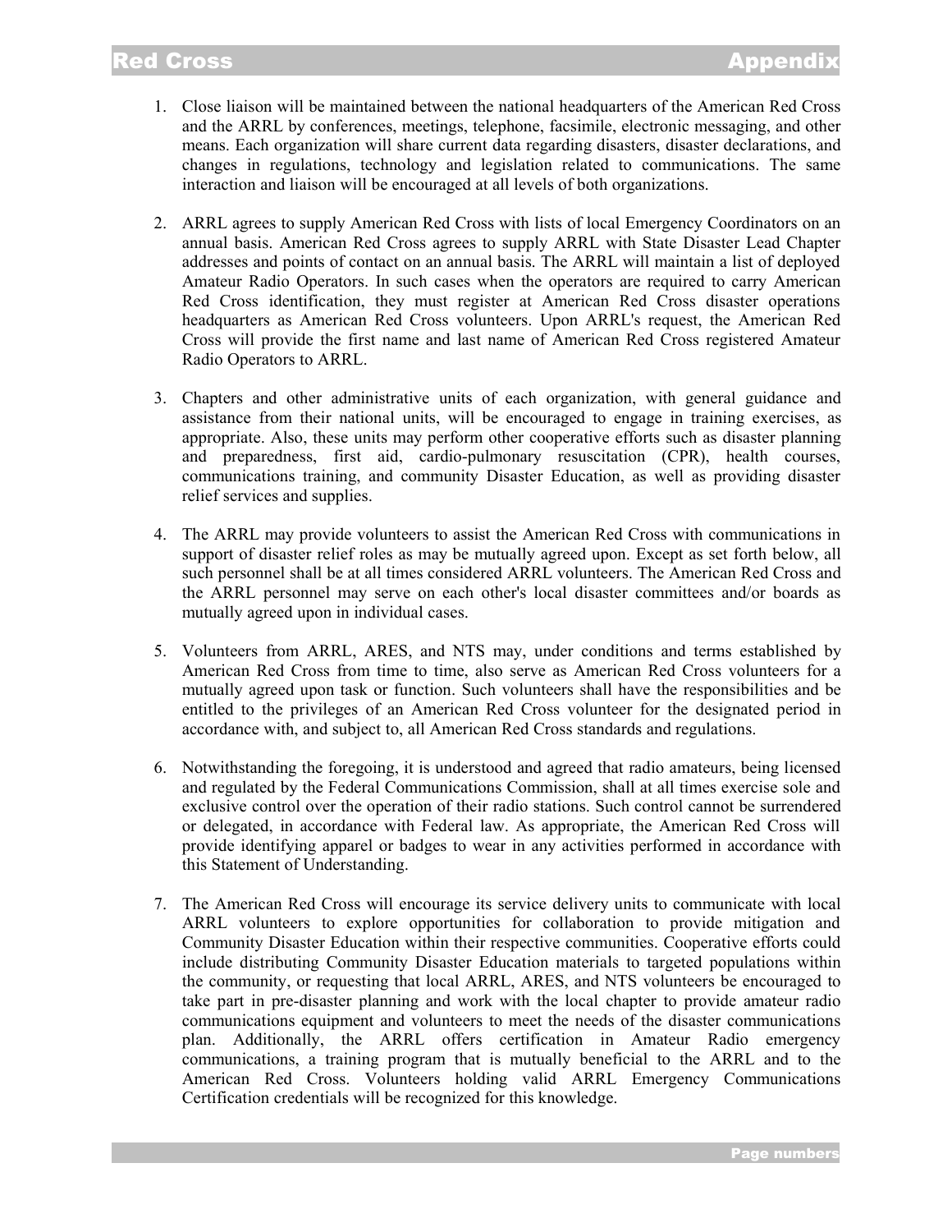1. Close liaison will be maintained between the national headquarters of the American Red Cross and the ARRL by conferences, meetings, telephone, facsimile, electronic messaging, and other means. Each organization will share current data regarding disasters, disaster declarations, and changes in regulations, technology and legislation related to communications. The same interaction and liaison will be encouraged at all levels of both organizations.

2. ARRL agrees to supply American Red Cross with lists of local Emergency Coordinators on an annual basis. American Red Cross agrees to supply ARRL with State Disaster Lead Chapter addresses and points of contact on an annual basis. The ARRL will maintain a list of deployed Amateur Radio Operators. In such cases when the operators are required to carry American Red Cross identification, they must register at American Red Cross disaster operations headquarters as American Red Cross volunteers. Upon ARRL's request, the American Red Cross will provide the first name and last name of American Red Cross registered Amateur Radio Operators to ARRL.

3. Chapters and other administrative units of each organization, with general guidance and assistance from their national units, will be encouraged to engage in training exercises, as appropriate. Also, these units may perform other cooperative efforts such as disaster planning and preparedness, first aid, cardio-pulmonary resuscitation (CPR), health courses, communications training, and community Disaster Education, as well as providing disaster relief services and supplies.

4. The ARRL may provide volunteers to assist the American Red Cross with communications in support of disaster relief roles as may be mutually agreed upon. Except as set forth below, all such personnel shall be at all times considered ARRL volunteers. The American Red Cross and the ARRL personnel may serve on each other's local disaster committees and/or boards as mutually agreed upon in individual cases.

5. Volunteers from ARRL, ARES, and NTS may, under conditions and terms established by American Red Cross from time to time, also serve as American Red Cross volunteers for a mutually agreed upon task or function. Such volunteers shall have the responsibilities and be entitled to the privileges of an American Red Cross volunteer for the designated period in accordance with, and subject to, all American Red Cross standards and regulations.

6. Notwithstanding the foregoing, it is understood and agreed that radio amateurs, being licensed and regulated by the Federal Communications Commission, shall at all times exercise sole and exclusive control over the operation of their radio stations. Such control cannot be surrendered or delegated, in accordance with Federal law. As appropriate, the American Red Cross will provide identifying apparel or badges to wear in any activities performed in accordance with this Statement of Understanding.

7. The American Red Cross will encourage its service delivery units to communicate with local ARRL volunteers to explore opportunities for collaboration to provide mitigation and Community Disaster Education within their respective communities. Cooperative efforts could include distributing Community Disaster Education materials to targeted populations within the community, or requesting that local ARRL, ARES, and NTS volunteers be encouraged to take part in pre-disaster planning and work with the local chapter to provide amateur radio communications equipment and volunteers to meet the needs of the disaster communications plan. Additionally, the ARRL offers certification in Amateur Radio emergency communications, a training program that is mutually beneficial to the ARRL and to the American Red Cross. Volunteers holding valid ARRL Emergency Communications Certification credentials will be recognized for this knowledge.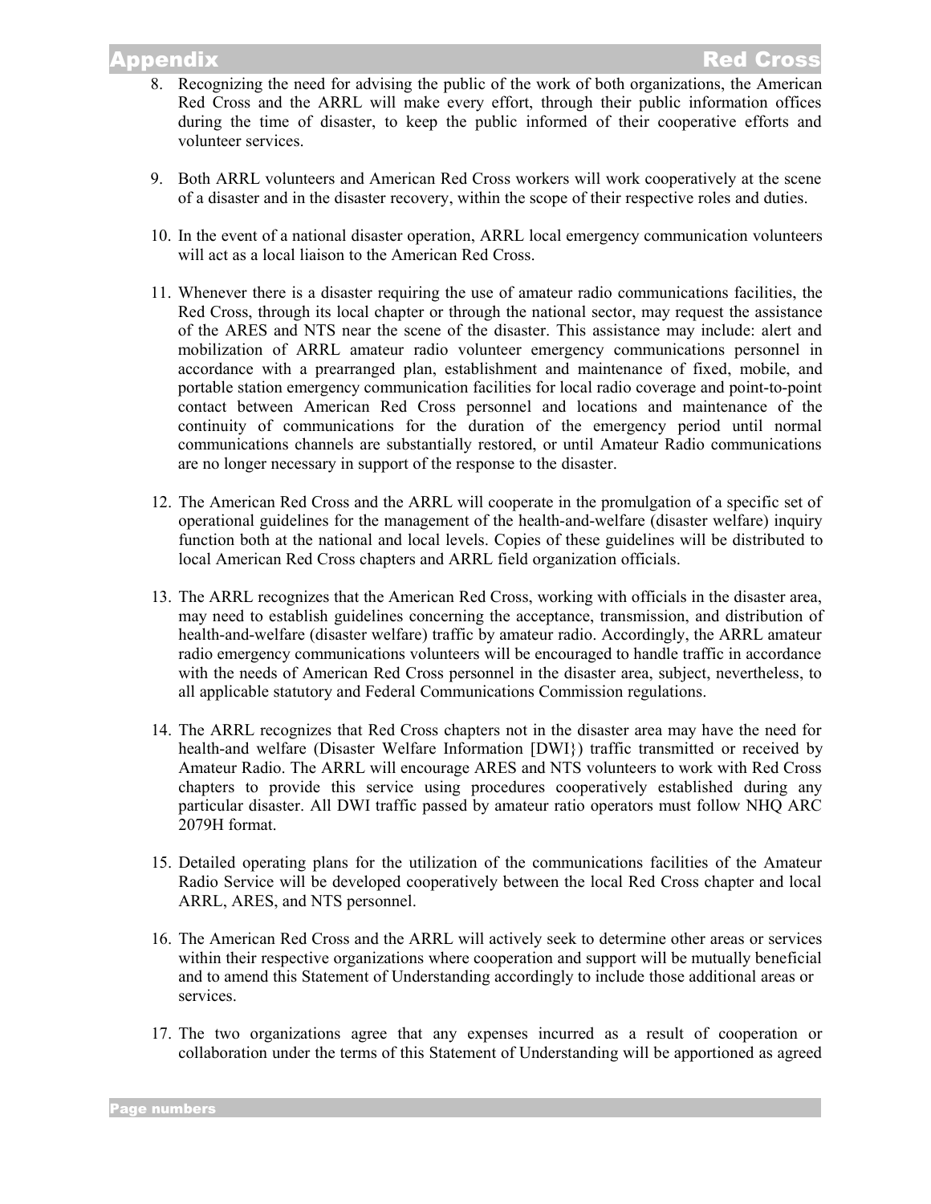8. Recognizing the need for advising the public of the work of both organizations, the American Red Cross and the ARRL will make every effort, through their public information offices during the time of disaster, to keep the public informed of their cooperative efforts and volunteer services.

9. Both ARRL volunteers and American Red Cross workers will work cooperatively at the scene of a disaster and in the disaster recovery, within the scope of their respective roles and duties.

10. In the event of a national disaster operation, ARRL local emergency communication volunteers will act as a local liaison to the American Red Cross.

11. Whenever there is a disaster requiring the use of amateur radio communications facilities, the Red Cross, through its local chapter or through the national sector, may request the assistance of the ARES and NTS near the scene of the disaster. This assistance may include: alert and mobilization of ARRL amateur radio volunteer emergency communications personnel in accordance with a prearranged plan, establishment and maintenance of fixed, mobile, and portable station emergency communication facilities for local radio coverage and point-to-point contact between American Red Cross personnel and locations and maintenance of the continuity of communications for the duration of the emergency period until normal communications channels are substantially restored, or until Amateur Radio communications are no longer necessary in support of the response to the disaster.

12. The American Red Cross and the ARRL will cooperate in the promulgation of a specific set of operational guidelines for the management of the health-and-welfare (disaster welfare) inquiry function both at the national and local levels. Copies of these guidelines will be distributed to local American Red Cross chapters and ARRL field organization officials.

13. The ARRL recognizes that the American Red Cross, working with officials in the disaster area, may need to establish guidelines concerning the acceptance, transmission, and distribution of health-and-welfare (disaster welfare) traffic by amateur radio. Accordingly, the ARRL amateur radio emergency communications volunteers will be encouraged to handle traffic in accordance with the needs of American Red Cross personnel in the disaster area, subject, nevertheless, to all applicable statutory and Federal Communications Commission regulations.

14. The ARRL recognizes that Red Cross chapters not in the disaster area may have the need for health-and welfare (Disaster Welfare Information [DWI}) traffic transmitted or received by Amateur Radio. The ARRL will encourage ARES and NTS volunteers to work with Red Cross chapters to provide this service using procedures cooperatively established during any particular disaster. All DWI traffic passed by amateur ratio operators must follow NHQ ARC 2079H format.

15. Detailed operating plans for the utilization of the communications facilities of the Amateur Radio Service will be developed cooperatively between the local Red Cross chapter and local ARRL, ARES, and NTS personnel.

16. The American Red Cross and the ARRL will actively seek to determine other areas or services within their respective organizations where cooperation and support will be mutually beneficial and to amend this Statement of Understanding accordingly to include those additional areas or services.

17. The two organizations agree that any expenses incurred as a result of cooperation or collaboration under the terms of this Statement of Understanding will be apportioned as agreed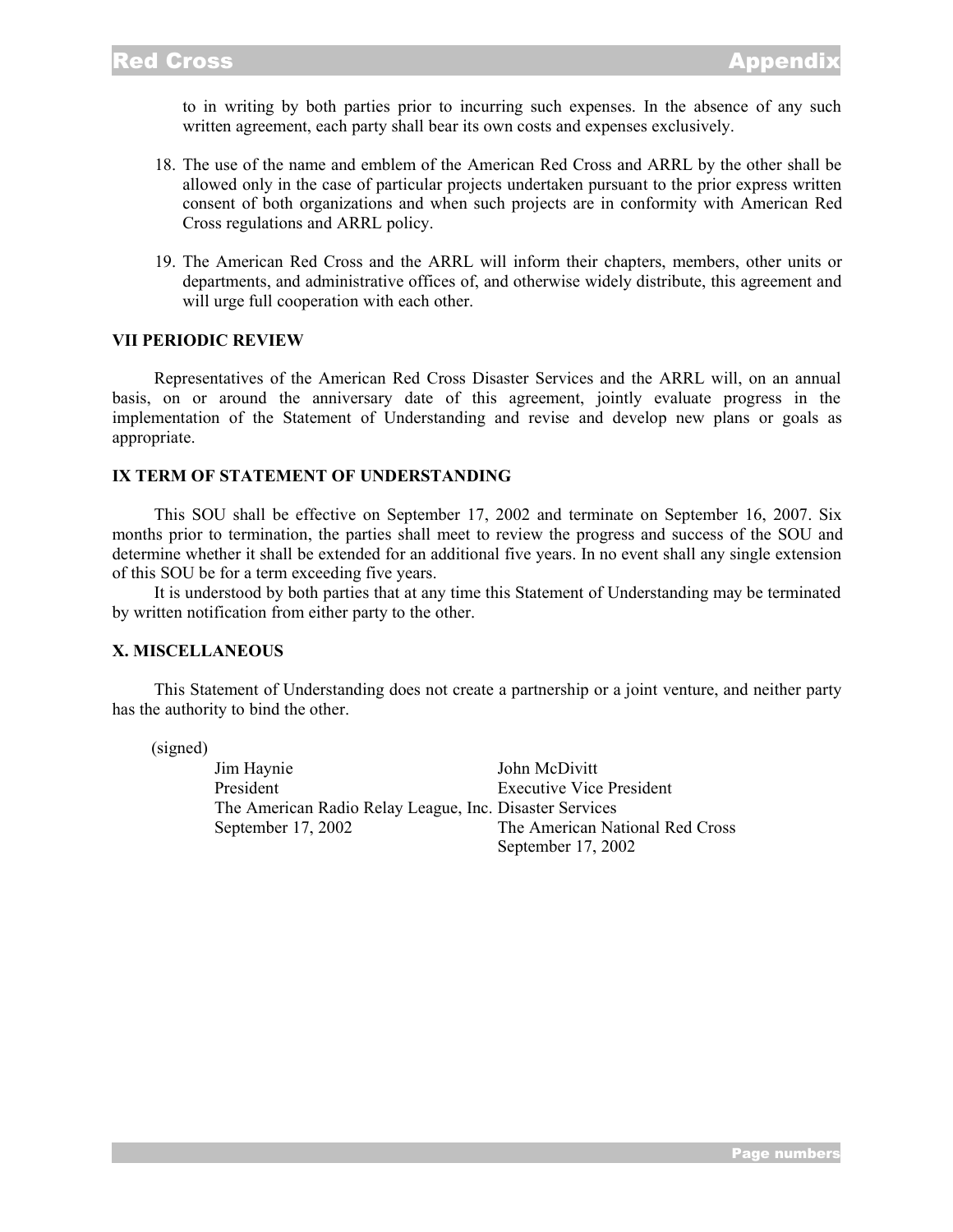to in writing by both parties prior to incurring such expenses. In the absence of any such written agreement, each party shall bear its own costs and expenses exclusively.

18. The use of the name and emblem of the American Red Cross and ARRL by the other shall be allowed only in the case of particular projects undertaken pursuant to the prior express written consent of both organizations and when such projects are in conformity with American Red Cross regulations and ARRL policy.

19. The American Red Cross and the ARRL will inform their chapters, members, other units or departments, and administrative offices of, and otherwise widely distribute, this agreement and will urge full cooperation with each other.

**VII PERIODIC REVIEW**

Representatives of the American Red Cross Disaster Services and the ARRL will, on an annual basis, on or around the anniversary date of this agreement, jointly evaluate progress in the implementation of the Statement of Understanding and revise and develop new plans or goals as appropriate.

**IX TERM OF STATEMENT OF UNDERSTANDING**

This SOU shall be effective on September 17, 2002 and terminate on September 16, 2007. Six months prior to termination, the parties shall meet to review the progress and success of the SOU and determine whether it shall be extended for an additional five years. In no event shall any single extension of this SOU be for a term exceeding five years.

It is understood by both parties that at any time this Statement of Understanding may be terminated by written notification from either party to the other.

**X. MISCELLANEOUS**

This Statement of Understanding does not create a partnership or a joint venture, and neither party has the authority to bind the other.

(signed)

| | |
|---|---|
| Jim Haynie | John McDivitt |
| President | Executive Vice President |
| The American Radio Relay League, Inc. | Disaster Services |
| September 17, 2002 | The American National Red Cross |
| | September 17, 2002 |